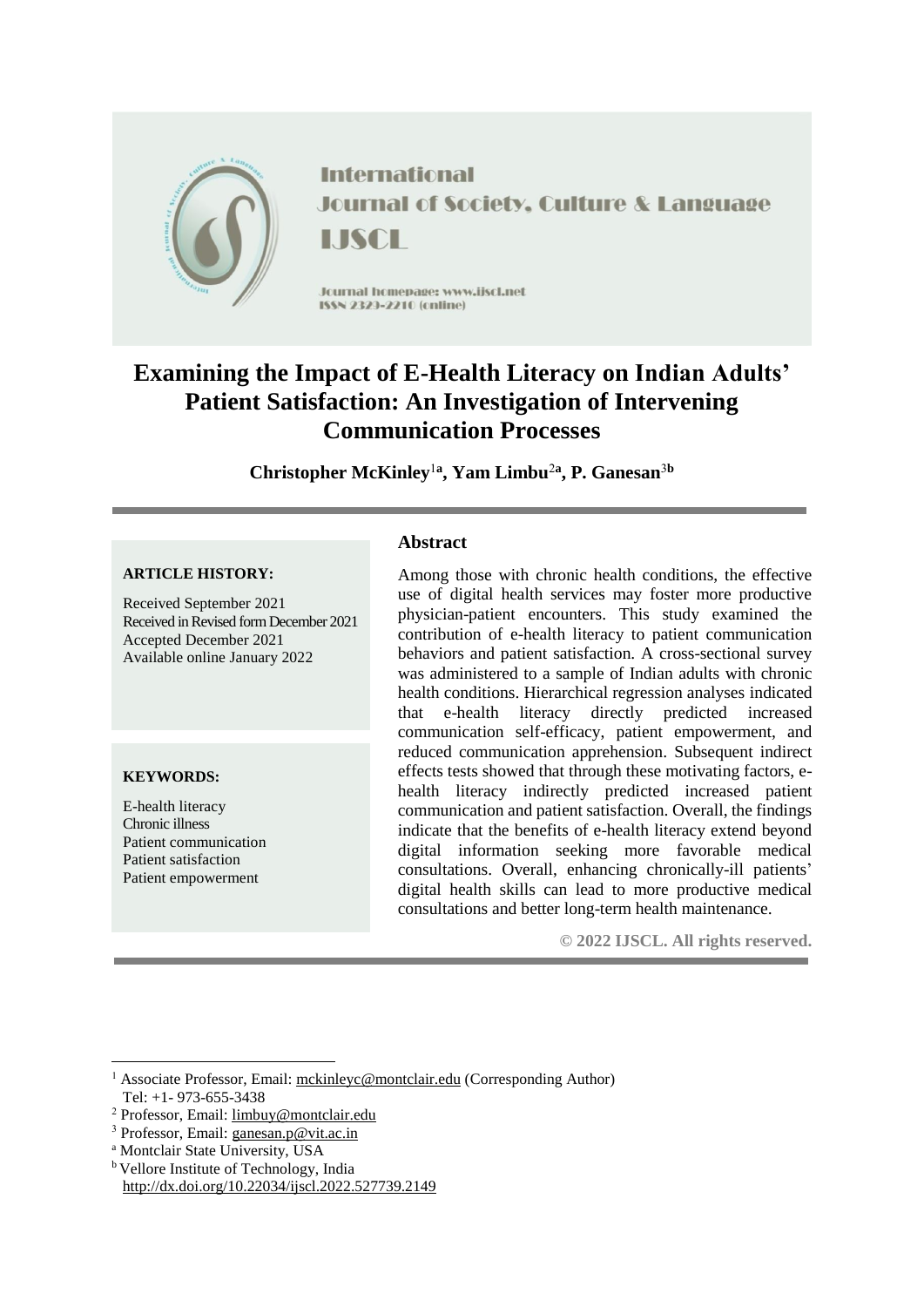International Journal of Society, Culture & Language

IJSCL

Journal homepage: www.ijscl.net

ISSN 2329-2210 (online)

# Examining the Impact of E-Health Literacy on Indian Adults' Patient Satisfaction: An Investigation of Intervening Communication Processes

**Christopher McKinley[1a], Yam Limbu[2a], P. Ganesan[3b]**

**ARTICLE HISTORY:**

Received September 2021
Received in Revised form December 2021
Accepted December 2021
Available online January 2022

**KEYWORDS:**

E-health literacy
Chronic illness
Patient communication
Patient satisfaction
Patient empowerment

## Abstract

Among those with chronic health conditions, the effective use of digital health services may foster more productive physician-patient encounters. This study examined the contribution of e-health literacy to patient communication behaviors and patient satisfaction. A cross-sectional survey was administered to a sample of Indian adults with chronic health conditions. Hierarchical regression analyses indicated that e-health literacy directly predicted increased communication self-efficacy, patient empowerment, and reduced communication apprehension. Subsequent indirect effects tests showed that through these motivating factors, e-health literacy indirectly predicted increased patient communication and patient satisfaction. Overall, the findings indicate that the benefits of e-health literacy extend beyond digital information seeking more favorable medical consultations. Overall, enhancing chronically-ill patients' digital health skills can lead to more productive medical consultations and better long-term health maintenance.

**© 2022 IJSCL. All rights reserved.**

---

[1] Associate Professor, Email: mckinleyc@montclair.edu (Corresponding Author)
Tel: +1- 973-655-3438

[2] Professor, Email: limbuy@montclair.edu

[3] Professor, Email: ganesan.p@vit.ac.in

[a] Montclair State University, USA

[b] Vellore Institute of Technology, India

http://dx.doi.org/10.22034/ijscl.2022.527739.2149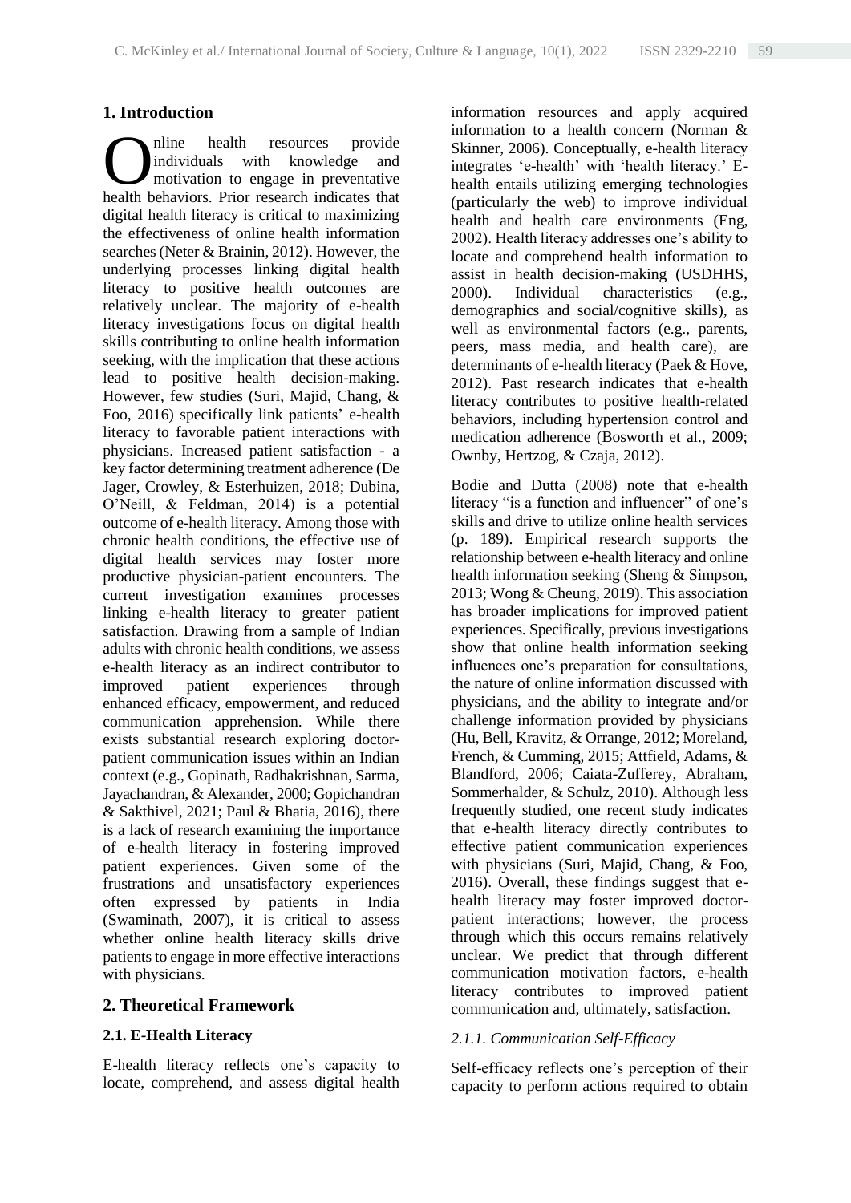## 1. Introduction

Online health resources provide individuals with knowledge and motivation to engage in preventative health behaviors. Prior research indicates that digital health literacy is critical to maximizing the effectiveness of online health information searches (Neter & Brainin, 2012). However, the underlying processes linking digital health literacy to positive health outcomes are relatively unclear. The majority of e-health literacy investigations focus on digital health skills contributing to online health information seeking, with the implication that these actions lead to positive health decision-making. However, few studies (Suri, Majid, Chang, & Foo, 2016) specifically link patients' e-health literacy to favorable patient interactions with physicians. Increased patient satisfaction - a key factor determining treatment adherence (De Jager, Crowley, & Esterhuizen, 2018; Dubina, O'Neill, & Feldman, 2014) is a potential outcome of e-health literacy. Among those with chronic health conditions, the effective use of digital health services may foster more productive physician-patient encounters. The current investigation examines processes linking e-health literacy to greater patient satisfaction. Drawing from a sample of Indian adults with chronic health conditions, we assess e-health literacy as an indirect contributor to improved patient experiences through enhanced efficacy, empowerment, and reduced communication apprehension. While there exists substantial research exploring doctor-patient communication issues within an Indian context (e.g., Gopinath, Radhakrishnan, Sarma, Jayachandran, & Alexander, 2000; Gopichandran & Sakthivel, 2021; Paul & Bhatia, 2016), there is a lack of research examining the importance of e-health literacy in fostering improved patient experiences. Given some of the frustrations and unsatisfactory experiences often expressed by patients in India (Swaminath, 2007), it is critical to assess whether online health literacy skills drive patients to engage in more effective interactions with physicians.

## 2. Theoretical Framework

### 2.1. E-Health Literacy

E-health literacy reflects one's capacity to locate, comprehend, and assess digital health information resources and apply acquired information to a health concern (Norman & Skinner, 2006). Conceptually, e-health literacy integrates 'e-health' with 'health literacy.' E-health entails utilizing emerging technologies (particularly the web) to improve individual health and health care environments (Eng, 2002). Health literacy addresses one's ability to locate and comprehend health information to assist in health decision-making (USDHHS, 2000). Individual characteristics (e.g., demographics and social/cognitive skills), as well as environmental factors (e.g., parents, peers, mass media, and health care), are determinants of e-health literacy (Paek & Hove, 2012). Past research indicates that e-health literacy contributes to positive health-related behaviors, including hypertension control and medication adherence (Bosworth et al., 2009; Ownby, Hertzog, & Czaja, 2012).

Bodie and Dutta (2008) note that e-health literacy "is a function and influencer" of one's skills and drive to utilize online health services (p. 189). Empirical research supports the relationship between e-health literacy and online health information seeking (Sheng & Simpson, 2013; Wong & Cheung, 2019). This association has broader implications for improved patient experiences. Specifically, previous investigations show that online health information seeking influences one's preparation for consultations, the nature of online information discussed with physicians, and the ability to integrate and/or challenge information provided by physicians (Hu, Bell, Kravitz, & Orrange, 2012; Moreland, French, & Cumming, 2015; Attfield, Adams, & Blandford, 2006; Caiata-Zufferey, Abraham, Sommerhalder, & Schulz, 2010). Although less frequently studied, one recent study indicates that e-health literacy directly contributes to effective patient communication experiences with physicians (Suri, Majid, Chang, & Foo, 2016). Overall, these findings suggest that e-health literacy may foster improved doctor-patient interactions; however, the process through which this occurs remains relatively unclear. We predict that through different communication motivation factors, e-health literacy contributes to improved patient communication and, ultimately, satisfaction.

#### *2.1.1. Communication Self-Efficacy*

Self-efficacy reflects one's perception of their capacity to perform actions required to obtain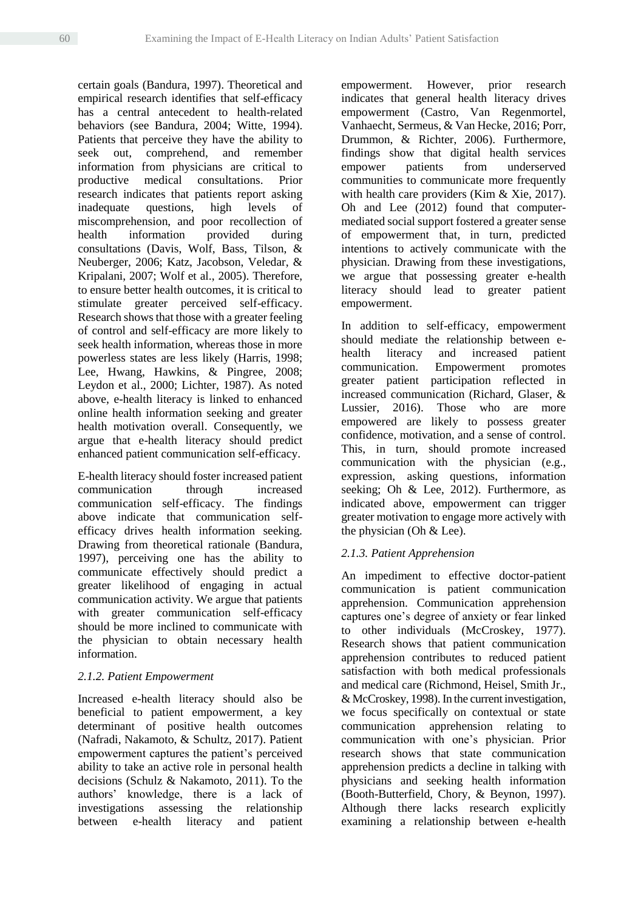certain goals (Bandura, 1997). Theoretical and empirical research identifies that self-efficacy has a central antecedent to health-related behaviors (see Bandura, 2004; Witte, 1994). Patients that perceive they have the ability to seek out, comprehend, and remember information from physicians are critical to productive medical consultations. Prior research indicates that patients report asking inadequate questions, high levels of miscomprehension, and poor recollection of health information provided during consultations (Davis, Wolf, Bass, Tilson, & Neuberger, 2006; Katz, Jacobson, Veledar, & Kripalani, 2007; Wolf et al., 2005). Therefore, to ensure better health outcomes, it is critical to stimulate greater perceived self-efficacy. Research shows that those with a greater feeling of control and self-efficacy are more likely to seek health information, whereas those in more powerless states are less likely (Harris, 1998; Lee, Hwang, Hawkins, & Pingree, 2008; Leydon et al., 2000; Lichter, 1987). As noted above, e-health literacy is linked to enhanced online health information seeking and greater health motivation overall. Consequently, we argue that e-health literacy should predict enhanced patient communication self-efficacy.

E-health literacy should foster increased patient communication through increased communication self-efficacy. The findings above indicate that communication self-efficacy drives health information seeking. Drawing from theoretical rationale (Bandura, 1997), perceiving one has the ability to communicate effectively should predict a greater likelihood of engaging in actual communication activity. We argue that patients with greater communication self-efficacy should be more inclined to communicate with the physician to obtain necessary health information.

### *2.1.2. Patient Empowerment*

Increased e-health literacy should also be beneficial to patient empowerment, a key determinant of positive health outcomes (Nafradi, Nakamoto, & Schultz, 2017). Patient empowerment captures the patient's perceived ability to take an active role in personal health decisions (Schulz & Nakamoto, 2011). To the authors' knowledge, there is a lack of investigations assessing the relationship between e-health literacy and patient empowerment. However, prior research indicates that general health literacy drives empowerment (Castro, Van Regenmortel, Vanhaecht, Sermeus, & Van Hecke, 2016; Porr, Drummon, & Richter, 2006). Furthermore, findings show that digital health services empower patients from underserved communities to communicate more frequently with health care providers (Kim & Xie, 2017). Oh and Lee (2012) found that computer-mediated social support fostered a greater sense of empowerment that, in turn, predicted intentions to actively communicate with the physician. Drawing from these investigations, we argue that possessing greater e-health literacy should lead to greater patient empowerment.

In addition to self-efficacy, empowerment should mediate the relationship between e-health literacy and increased patient communication. Empowerment promotes greater patient participation reflected in increased communication (Richard, Glaser, & Lussier, 2016). Those who are more empowered are likely to possess greater confidence, motivation, and a sense of control. This, in turn, should promote increased communication with the physician (e.g., expression, asking questions, information seeking; Oh & Lee, 2012). Furthermore, as indicated above, empowerment can trigger greater motivation to engage more actively with the physician (Oh & Lee).

### *2.1.3. Patient Apprehension*

An impediment to effective doctor-patient communication is patient communication apprehension. Communication apprehension captures one's degree of anxiety or fear linked to other individuals (McCroskey, 1977). Research shows that patient communication apprehension contributes to reduced patient satisfaction with both medical professionals and medical care (Richmond, Heisel, Smith Jr., & McCroskey, 1998). In the current investigation, we focus specifically on contextual or state communication apprehension relating to communication with one's physician. Prior research shows that state communication apprehension predicts a decline in talking with physicians and seeking health information (Booth-Butterfield, Chory, & Beynon, 1997). Although there lacks research explicitly examining a relationship between e-health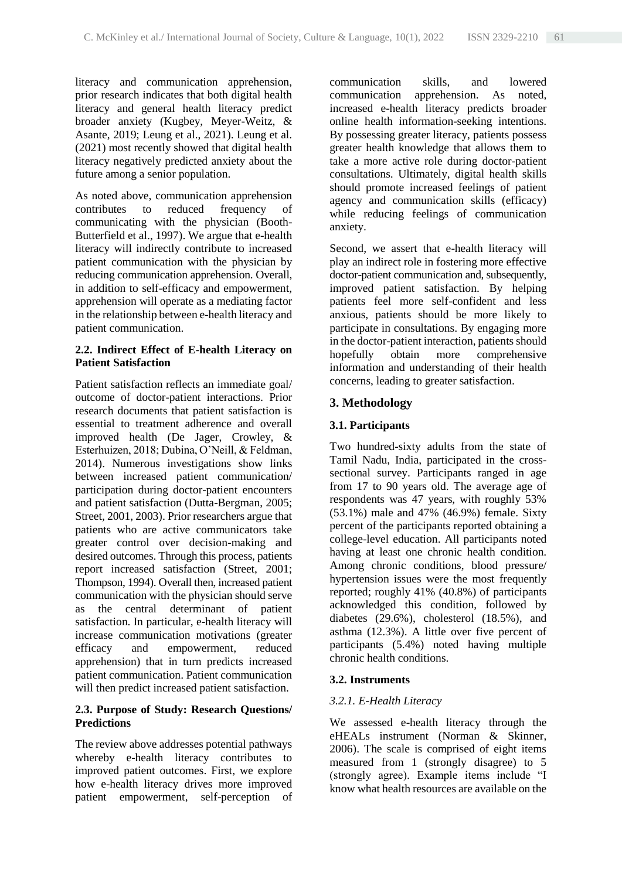literacy and communication apprehension, prior research indicates that both digital health literacy and general health literacy predict broader anxiety (Kugbey, Meyer-Weitz, & Asante, 2019; Leung et al., 2021). Leung et al. (2021) most recently showed that digital health literacy negatively predicted anxiety about the future among a senior population.

As noted above, communication apprehension contributes to reduced frequency of communicating with the physician (Booth-Butterfield et al., 1997). We argue that e-health literacy will indirectly contribute to increased patient communication with the physician by reducing communication apprehension. Overall, in addition to self-efficacy and empowerment, apprehension will operate as a mediating factor in the relationship between e-health literacy and patient communication.

### 2.2. Indirect Effect of E-health Literacy on Patient Satisfaction

Patient satisfaction reflects an immediate goal/ outcome of doctor-patient interactions. Prior research documents that patient satisfaction is essential to treatment adherence and overall improved health (De Jager, Crowley, & Esterhuizen, 2018; Dubina, O'Neill, & Feldman, 2014). Numerous investigations show links between increased patient communication/ participation during doctor-patient encounters and patient satisfaction (Dutta-Bergman, 2005; Street, 2001, 2003). Prior researchers argue that patients who are active communicators take greater control over decision-making and desired outcomes. Through this process, patients report increased satisfaction (Street, 2001; Thompson, 1994). Overall then, increased patient communication with the physician should serve as the central determinant of patient satisfaction. In particular, e-health literacy will increase communication motivations (greater efficacy and empowerment, reduced apprehension) that in turn predicts increased patient communication. Patient communication will then predict increased patient satisfaction.

### 2.3. Purpose of Study: Research Questions/ Predictions

The review above addresses potential pathways whereby e-health literacy contributes to improved patient outcomes. First, we explore how e-health literacy drives more improved patient empowerment, self-perception of communication skills, and lowered communication apprehension. As noted, increased e-health literacy predicts broader online health information-seeking intentions. By possessing greater literacy, patients possess greater health knowledge that allows them to take a more active role during doctor-patient consultations. Ultimately, digital health skills should promote increased feelings of patient agency and communication skills (efficacy) while reducing feelings of communication anxiety.

Second, we assert that e-health literacy will play an indirect role in fostering more effective doctor-patient communication and, subsequently, improved patient satisfaction. By helping patients feel more self-confident and less anxious, patients should be more likely to participate in consultations. By engaging more in the doctor-patient interaction, patients should hopefully obtain more comprehensive information and understanding of their health concerns, leading to greater satisfaction.

## 3. Methodology

### 3.1. Participants

Two hundred-sixty adults from the state of Tamil Nadu, India, participated in the cross-sectional survey. Participants ranged in age from 17 to 90 years old. The average age of respondents was 47 years, with roughly 53% (53.1%) male and 47% (46.9%) female. Sixty percent of the participants reported obtaining a college-level education. All participants noted having at least one chronic health condition. Among chronic conditions, blood pressure/ hypertension issues were the most frequently reported; roughly 41% (40.8%) of participants acknowledged this condition, followed by diabetes (29.6%), cholesterol (18.5%), and asthma (12.3%). A little over five percent of participants (5.4%) noted having multiple chronic health conditions.

### 3.2. Instruments

#### *3.2.1. E-Health Literacy*

We assessed e-health literacy through the eHEALs instrument (Norman & Skinner, 2006). The scale is comprised of eight items measured from 1 (strongly disagree) to 5 (strongly agree). Example items include "I know what health resources are available on the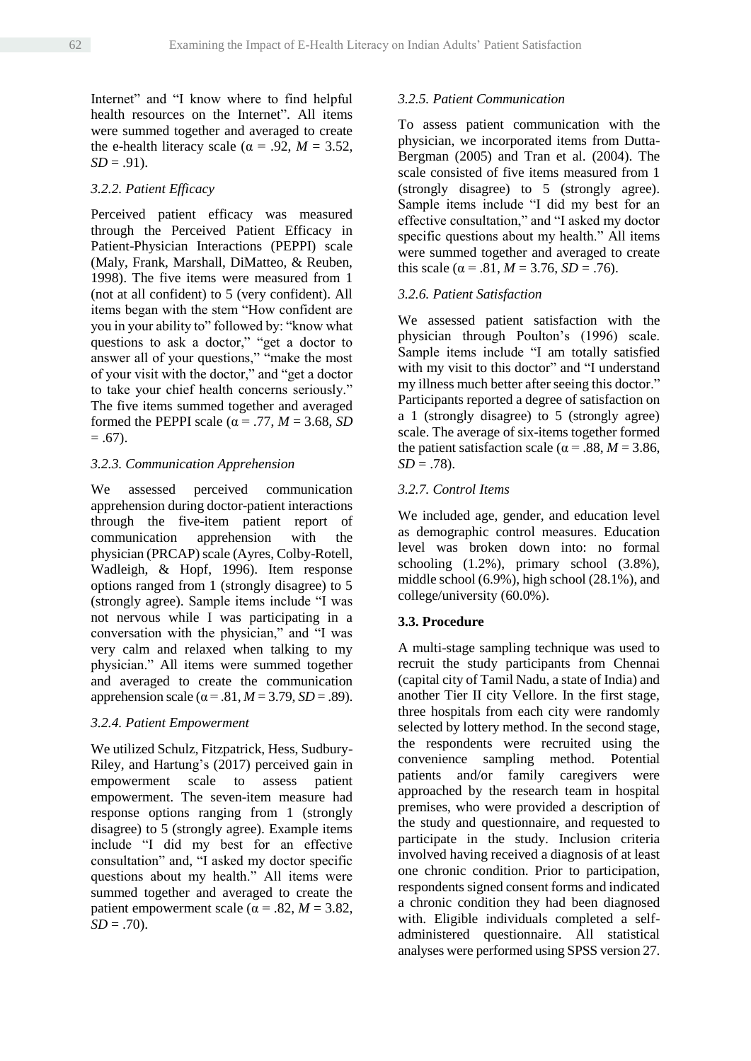Internet" and "I know where to find helpful health resources on the Internet". All items were summed together and averaged to create the e-health literacy scale ($\alpha$ = .92, *M* = 3.52, *SD* = .91).

### *3.2.2. Patient Efficacy*

Perceived patient efficacy was measured through the Perceived Patient Efficacy in Patient-Physician Interactions (PEPPI) scale (Maly, Frank, Marshall, DiMatteo, & Reuben, 1998). The five items were measured from 1 (not at all confident) to 5 (very confident). All items began with the stem "How confident are you in your ability to" followed by: "know what questions to ask a doctor," "get a doctor to answer all of your questions," "make the most of your visit with the doctor," and "get a doctor to take your chief health concerns seriously." The five items summed together and averaged formed the PEPPI scale ($\alpha$ = .77, *M* = 3.68, *SD* = .67).

### *3.2.3. Communication Apprehension*

We assessed perceived communication apprehension during doctor-patient interactions through the five-item patient report of communication apprehension with the physician (PRCAP) scale (Ayres, Colby-Rotell, Wadleigh, & Hopf, 1996). Item response options ranged from 1 (strongly disagree) to 5 (strongly agree). Sample items include "I was not nervous while I was participating in a conversation with the physician," and "I was very calm and relaxed when talking to my physician." All items were summed together and averaged to create the communication apprehension scale ($\alpha$ = .81, *M* = 3.79, *SD* = .89).

### *3.2.4. Patient Empowerment*

We utilized Schulz, Fitzpatrick, Hess, Sudbury-Riley, and Hartung's (2017) perceived gain in empowerment scale to assess patient empowerment. The seven-item measure had response options ranging from 1 (strongly disagree) to 5 (strongly agree). Example items include "I did my best for an effective consultation" and, "I asked my doctor specific questions about my health." All items were summed together and averaged to create the patient empowerment scale ($\alpha$ = .82, *M* = 3.82, *SD* = .70).

### *3.2.5. Patient Communication*

To assess patient communication with the physician, we incorporated items from Dutta-Bergman (2005) and Tran et al. (2004). The scale consisted of five items measured from 1 (strongly disagree) to 5 (strongly agree). Sample items include "I did my best for an effective consultation," and "I asked my doctor specific questions about my health." All items were summed together and averaged to create this scale ($\alpha$ = .81, *M* = 3.76, *SD* = .76).

### *3.2.6. Patient Satisfaction*

We assessed patient satisfaction with the physician through Poulton's (1996) scale. Sample items include "I am totally satisfied with my visit to this doctor" and "I understand my illness much better after seeing this doctor." Participants reported a degree of satisfaction on a 1 (strongly disagree) to 5 (strongly agree) scale. The average of six-items together formed the patient satisfaction scale ($\alpha$ = .88, *M* = 3.86, *SD* = .78).

### *3.2.7. Control Items*

We included age, gender, and education level as demographic control measures. Education level was broken down into: no formal schooling (1.2%), primary school (3.8%), middle school (6.9%), high school (28.1%), and college/university (60.0%).

## **3.3. Procedure**

A multi-stage sampling technique was used to recruit the study participants from Chennai (capital city of Tamil Nadu, a state of India) and another Tier II city Vellore. In the first stage, three hospitals from each city were randomly selected by lottery method. In the second stage, the respondents were recruited using the convenience sampling method. Potential patients and/or family caregivers were approached by the research team in hospital premises, who were provided a description of the study and questionnaire, and requested to participate in the study. Inclusion criteria involved having received a diagnosis of at least one chronic condition. Prior to participation, respondents signed consent forms and indicated a chronic condition they had been diagnosed with. Eligible individuals completed a self-administered questionnaire. All statistical analyses were performed using SPSS version 27.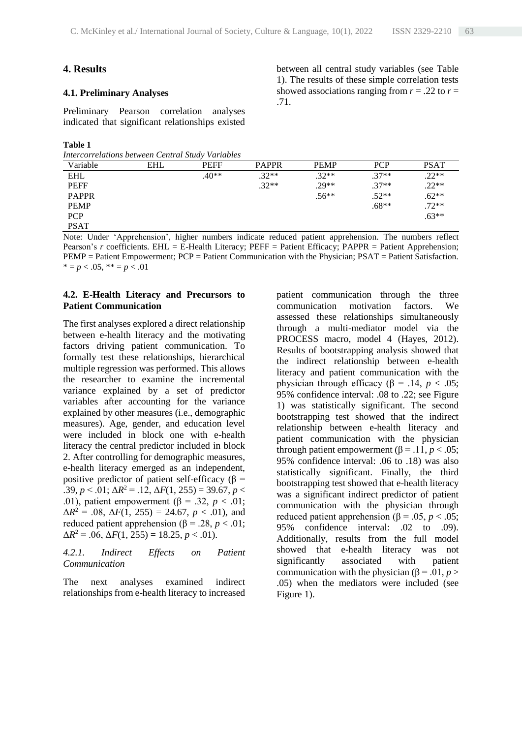## 4. Results

### 4.1. Preliminary Analyses

Preliminary Pearson correlation analyses indicated that significant relationships existed between all central study variables (see Table 1). The results of these simple correlation tests showed associations ranging from $r = .22$ to $r = .71$.

**Table 1**

*Intercorrelations between Central Study Variables*

| Variable | EHL | PEFF | PAPPR | PEMP | PCP | PSAT |
|---|---|---|---|---|---|---|
| EHL | | .40** | .32** | .32** | .37** | .22** |
| PEFF | | | .32** | .29** | .37** | .22** |
| PAPPR | | | | .56** | .52** | .62** |
| PEMP | | | | | .68** | .72** |
| PCP | | | | | | .63** |
| PSAT | | | | | | |

Note: Under 'Apprehension', higher numbers indicate reduced patient apprehension. The numbers reflect Pearson's *r* coefficients. EHL = E-Health Literacy; PEFF = Patient Efficacy; PAPPR = Patient Apprehension; PEMP = Patient Empowerment; PCP = Patient Communication with the Physician; PSAT = Patient Satisfaction. * = $p < .05$, ** = $p < .01$

### 4.2. E-Health Literacy and Precursors to Patient Communication

The first analyses explored a direct relationship between e-health literacy and the motivating factors driving patient communication. To formally test these relationships, hierarchical multiple regression was performed. This allows the researcher to examine the incremental variance explained by a set of predictor variables after accounting for the variance explained by other measures (i.e., demographic measures). Age, gender, and education level were included in block one with e-health literacy the central predictor included in block 2. After controlling for demographic measures, e-health literacy emerged as an independent, positive predictor of patient self-efficacy ($\beta = .39$, $p < .01$; $\Delta R^2 = .12$, $\Delta F(1, 255) = 39.67$, $p < .01$), patient empowerment ($\beta = .32$, $p < .01$; $\Delta R^2 = .08$, $\Delta F(1, 255) = 24.67$, $p < .01$), and reduced patient apprehension ($\beta = .28$, $p < .01$; $\Delta R^2 = .06$, $\Delta F(1, 255) = 18.25$, $p < .01$).

#### *4.2.1. Indirect Effects on Patient Communication*

The next analyses examined indirect relationships from e-health literacy to increased patient communication through the three communication motivation factors. We assessed these relationships simultaneously through a multi-mediator model via the PROCESS macro, model 4 (Hayes, 2012). Results of bootstrapping analysis showed that the indirect relationship between e-health literacy and patient communication with the physician through efficacy ($\beta = .14$, $p < .05$; 95% confidence interval: .08 to .22; see Figure 1) was statistically significant. The second bootstrapping test showed that the indirect relationship between e-health literacy and patient communication with the physician through patient empowerment ($\beta = .11$, $p < .05$; 95% confidence interval: .06 to .18) was also statistically significant. Finally, the third bootstrapping test showed that e-health literacy was a significant indirect predictor of patient communication with the physician through reduced patient apprehension ($\beta = .05$, $p < .05$; 95% confidence interval: .02 to .09). Additionally, results from the full model showed that e-health literacy was not significantly associated with patient communication with the physician ($\beta = .01$, $p > .05$) when the mediators were included (see Figure 1).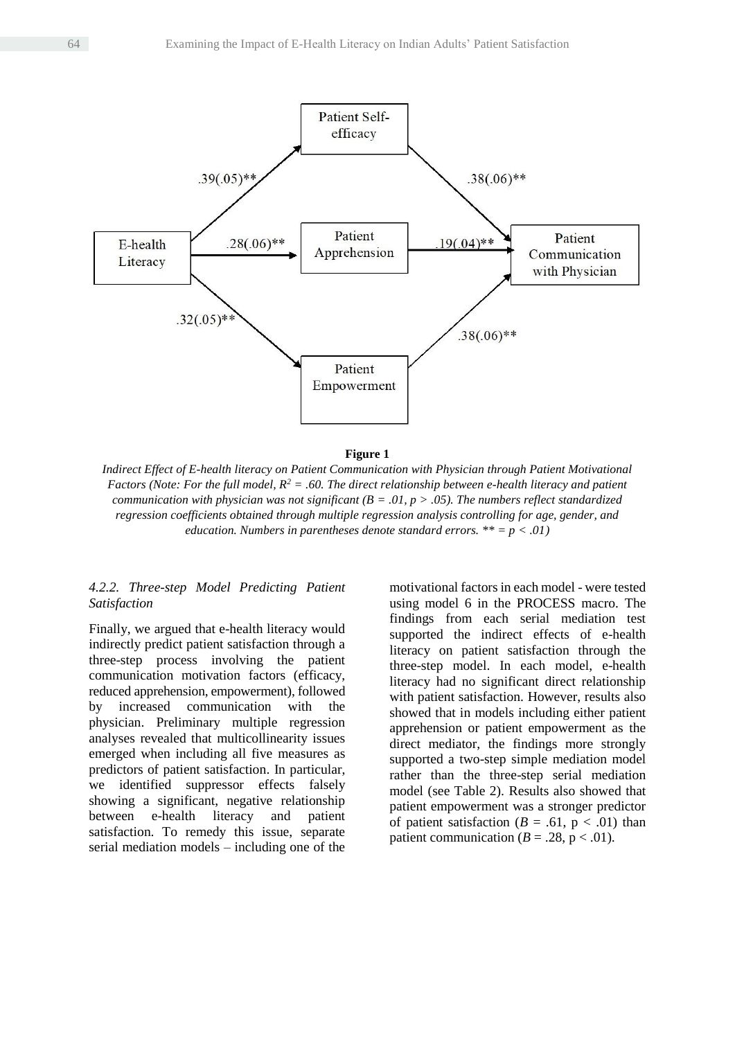Patient Self-efficacy

.39(.05)**

.38(.06)**

E-health Literacy

.28(.06)**

Patient Apprehension

.19(.04)**

Patient Communication with Physician

.32(.05)**

.38(.06)**

Patient Empowerment

**Figure 1**

*Indirect Effect of E-health literacy on Patient Communication with Physician through Patient Motivational Factors (Note: For the full model, $R^2 = .60$. The direct relationship between e-health literacy and patient communication with physician was not significant ($B = .01$, $p > .05$). The numbers reflect standardized regression coefficients obtained through multiple regression analysis controlling for age, gender, and education. Numbers in parentheses denote standard errors. ** = $p < .01$)*

#### *4.2.2. Three-step Model Predicting Patient Satisfaction*

Finally, we argued that e-health literacy would indirectly predict patient satisfaction through a three-step process involving the patient communication motivation factors (efficacy, reduced apprehension, empowerment), followed by increased communication with the physician. Preliminary multiple regression analyses revealed that multicollinearity issues emerged when including all five measures as predictors of patient satisfaction. In particular, we identified suppressor effects falsely showing a significant, negative relationship between e-health literacy and patient satisfaction. To remedy this issue, separate serial mediation models – including one of the motivational factors in each model - were tested using model 6 in the PROCESS macro. The findings from each serial mediation test supported the indirect effects of e-health literacy on patient satisfaction through the three-step model. In each model, e-health literacy had no significant direct relationship with patient satisfaction. However, results also showed that in models including either patient apprehension or patient empowerment as the direct mediator, the findings more strongly supported a two-step simple mediation model rather than the three-step serial mediation model (see Table 2). Results also showed that patient empowerment was a stronger predictor of patient satisfaction ($B = .61$, $p < .01$) than patient communication ($B = .28$, $p < .01$).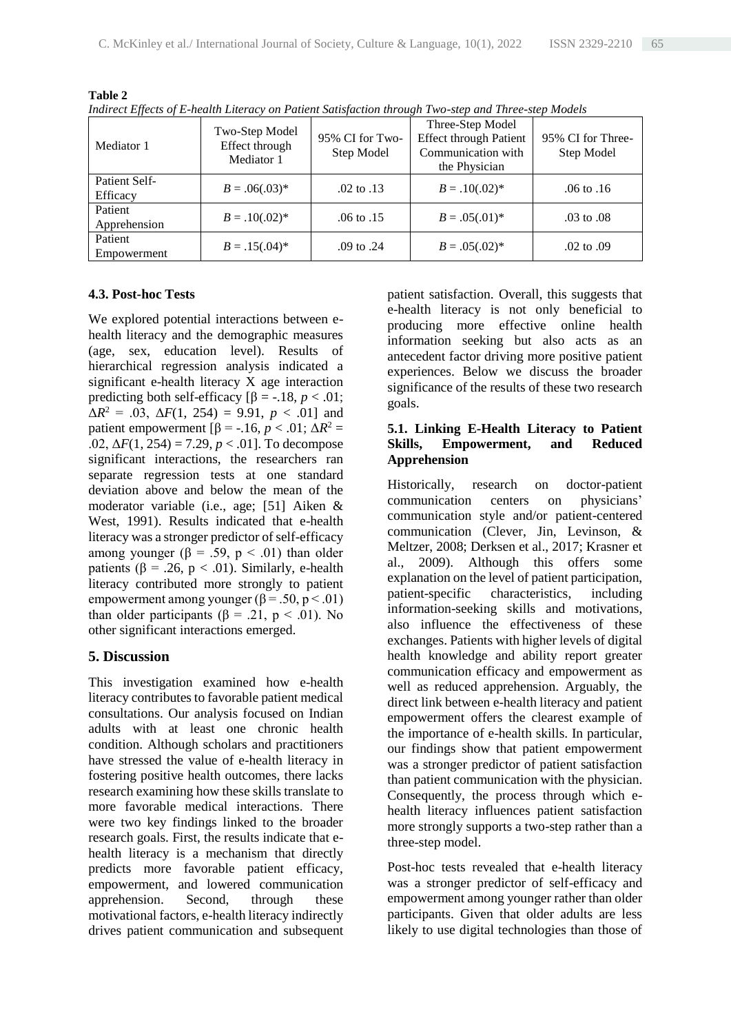**Table 2**

*Indirect Effects of E-health Literacy on Patient Satisfaction through Two-step and Three-step Models*

| Mediator 1 | Two-Step Model Effect through Mediator 1 | 95% CI for Two-Step Model | Three-Step Model Effect through Patient Communication with the Physician | 95% CI for Three-Step Model |
|---|---|---|---|---|
| Patient Self-Efficacy | $B = .06(.03)$* | .02 to .13 | $B = .10(.02)$* | .06 to .16 |
| Patient Apprehension | $B = .10(.02)$* | .06 to .15 | $B = .05(.01)$* | .03 to .08 |
| Patient Empowerment | $B = .15(.04)$* | .09 to .24 | $B = .05(.02)$* | .02 to .09 |

### 4.3. Post-hoc Tests

We explored potential interactions between e-health literacy and the demographic measures (age, sex, education level). Results of hierarchical regression analysis indicated a significant e-health literacy X age interaction predicting both self-efficacy [$\beta = -.18$, $p < .01$; $\Delta R^2 = .03$, $\Delta F(1, 254) = 9.91$, $p < .01$] and patient empowerment [$\beta = -.16$, $p < .01$; $\Delta R^2 = .02$, $\Delta F(1, 254) = 7.29$, $p < .01$]. To decompose significant interactions, the researchers ran separate regression tests at one standard deviation above and below the mean of the moderator variable (i.e., age; [51] Aiken & West, 1991). Results indicated that e-health literacy was a stronger predictor of self-efficacy among younger ($\beta = .59$, $p < .01$) than older patients ($\beta = .26$, $p < .01$). Similarly, e-health literacy contributed more strongly to patient empowerment among younger ($\beta = .50$, $p < .01$) than older participants ($\beta = .21$, $p < .01$). No other significant interactions emerged.

## 5. Discussion

This investigation examined how e-health literacy contributes to favorable patient medical consultations. Our analysis focused on Indian adults with at least one chronic health condition. Although scholars and practitioners have stressed the value of e-health literacy in fostering positive health outcomes, there lacks research examining how these skills translate to more favorable medical interactions. There were two key findings linked to the broader research goals. First, the results indicate that e-health literacy is a mechanism that directly predicts more favorable patient efficacy, empowerment, and lowered communication apprehension. Second, through these motivational factors, e-health literacy indirectly drives patient communication and subsequent patient satisfaction. Overall, this suggests that e-health literacy is not only beneficial to producing more effective online health information seeking but also acts as an antecedent factor driving more positive patient experiences. Below we discuss the broader significance of the results of these two research goals.

### 5.1. Linking E-Health Literacy to Patient Skills, Empowerment, and Reduced Apprehension

Historically, research on doctor-patient communication centers on physicians' communication style and/or patient-centered communication (Clever, Jin, Levinson, & Meltzer, 2008; Derksen et al., 2017; Krasner et al., 2009). Although this offers some explanation on the level of patient participation, patient-specific characteristics, including information-seeking skills and motivations, also influence the effectiveness of these exchanges. Patients with higher levels of digital health knowledge and ability report greater communication efficacy and empowerment as well as reduced apprehension. Arguably, the direct link between e-health literacy and patient empowerment offers the clearest example of the importance of e-health skills. In particular, our findings show that patient empowerment was a stronger predictor of patient satisfaction than patient communication with the physician. Consequently, the process through which e-health literacy influences patient satisfaction more strongly supports a two-step rather than a three-step model.

Post-hoc tests revealed that e-health literacy was a stronger predictor of self-efficacy and empowerment among younger rather than older participants. Given that older adults are less likely to use digital technologies than those of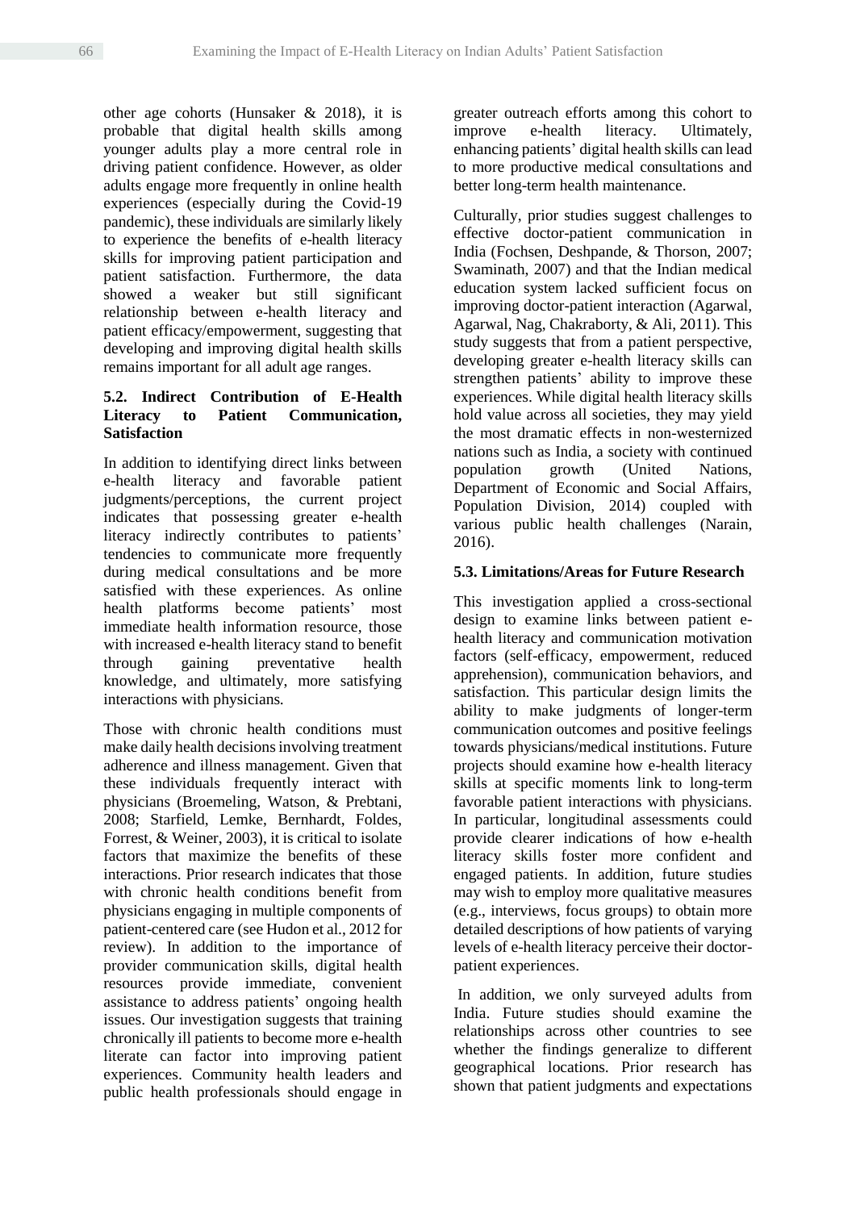other age cohorts (Hunsaker & 2018), it is probable that digital health skills among younger adults play a more central role in driving patient confidence. However, as older adults engage more frequently in online health experiences (especially during the Covid-19 pandemic), these individuals are similarly likely to experience the benefits of e-health literacy skills for improving patient participation and patient satisfaction. Furthermore, the data showed a weaker but still significant relationship between e-health literacy and patient efficacy/empowerment, suggesting that developing and improving digital health skills remains important for all adult age ranges.

### 5.2. Indirect Contribution of E-Health Literacy to Patient Communication, Satisfaction

In addition to identifying direct links between e-health literacy and favorable patient judgments/perceptions, the current project indicates that possessing greater e-health literacy indirectly contributes to patients' tendencies to communicate more frequently during medical consultations and be more satisfied with these experiences. As online health platforms become patients' most immediate health information resource, those with increased e-health literacy stand to benefit through gaining preventative health knowledge, and ultimately, more satisfying interactions with physicians.

Those with chronic health conditions must make daily health decisions involving treatment adherence and illness management. Given that these individuals frequently interact with physicians (Broemeling, Watson, & Prebtani, 2008; Starfield, Lemke, Bernhardt, Foldes, Forrest, & Weiner, 2003), it is critical to isolate factors that maximize the benefits of these interactions. Prior research indicates that those with chronic health conditions benefit from physicians engaging in multiple components of patient-centered care (see Hudon et al., 2012 for review). In addition to the importance of provider communication skills, digital health resources provide immediate, convenient assistance to address patients' ongoing health issues. Our investigation suggests that training chronically ill patients to become more e-health literate can factor into improving patient experiences. Community health leaders and public health professionals should engage in greater outreach efforts among this cohort to improve e-health literacy. Ultimately, enhancing patients' digital health skills can lead to more productive medical consultations and better long-term health maintenance.

Culturally, prior studies suggest challenges to effective doctor-patient communication in India (Fochsen, Deshpande, & Thorson, 2007; Swaminath, 2007) and that the Indian medical education system lacked sufficient focus on improving doctor-patient interaction (Agarwal, Agarwal, Nag, Chakraborty, & Ali, 2011). This study suggests that from a patient perspective, developing greater e-health literacy skills can strengthen patients' ability to improve these experiences. While digital health literacy skills hold value across all societies, they may yield the most dramatic effects in non-westernized nations such as India, a society with continued population growth (United Nations, Department of Economic and Social Affairs, Population Division, 2014) coupled with various public health challenges (Narain, 2016).

### 5.3. Limitations/Areas for Future Research

This investigation applied a cross-sectional design to examine links between patient e-health literacy and communication motivation factors (self-efficacy, empowerment, reduced apprehension), communication behaviors, and satisfaction. This particular design limits the ability to make judgments of longer-term communication outcomes and positive feelings towards physicians/medical institutions. Future projects should examine how e-health literacy skills at specific moments link to long-term favorable patient interactions with physicians. In particular, longitudinal assessments could provide clearer indications of how e-health literacy skills foster more confident and engaged patients. In addition, future studies may wish to employ more qualitative measures (e.g., interviews, focus groups) to obtain more detailed descriptions of how patients of varying levels of e-health literacy perceive their doctor-patient experiences.

In addition, we only surveyed adults from India. Future studies should examine the relationships across other countries to see whether the findings generalize to different geographical locations. Prior research has shown that patient judgments and expectations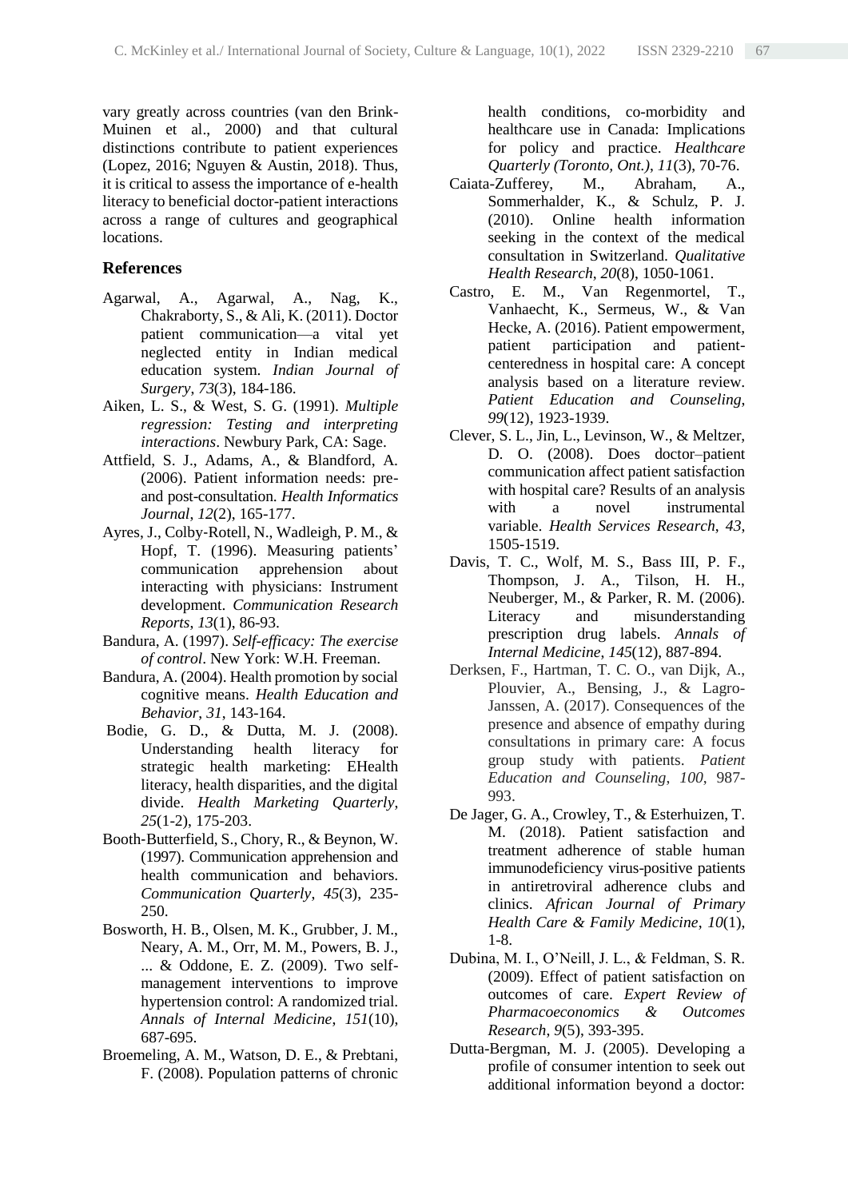vary greatly across countries (van den Brink-Muinen et al., 2000) and that cultural distinctions contribute to patient experiences (Lopez, 2016; Nguyen & Austin, 2018). Thus, it is critical to assess the importance of e-health literacy to beneficial doctor-patient interactions across a range of cultures and geographical locations.

## References

Agarwal, A., Agarwal, A., Nag, K., Chakraborty, S., & Ali, K. (2011). Doctor patient communication—a vital yet neglected entity in Indian medical education system. *Indian Journal of Surgery*, *73*(3), 184-186.

Aiken, L. S., & West, S. G. (1991). *Multiple regression: Testing and interpreting interactions*. Newbury Park, CA: Sage.

Attfield, S. J., Adams, A., & Blandford, A. (2006). Patient information needs: pre- and post-consultation. *Health Informatics Journal*, *12*(2), 165-177.

Ayres, J., Colby‐Rotell, N., Wadleigh, P. M., & Hopf, T. (1996). Measuring patients' communication apprehension about interacting with physicians: Instrument development. *Communication Research Reports*, *13*(1), 86-93.

Bandura, A. (1997). *Self-efficacy: The exercise of control*. New York: W.H. Freeman.

Bandura, A. (2004). Health promotion by social cognitive means. *Health Education and Behavior*, *31*, 143-164.

Bodie, G. D., & Dutta, M. J. (2008). Understanding health literacy for strategic health marketing: EHealth literacy, health disparities, and the digital divide. *Health Marketing Quarterly*, *25*(1-2), 175-203.

Booth‐Butterfield, S., Chory, R., & Beynon, W. (1997). Communication apprehension and health communication and behaviors. *Communication Quarterly*, *45*(3), 235-250.

Bosworth, H. B., Olsen, M. K., Grubber, J. M., Neary, A. M., Orr, M. M., Powers, B. J., ... & Oddone, E. Z. (2009). Two self-management interventions to improve hypertension control: A randomized trial. *Annals of Internal Medicine*, *151*(10), 687-695.

Broemeling, A. M., Watson, D. E., & Prebtani, F. (2008). Population patterns of chronic health conditions, co-morbidity and healthcare use in Canada: Implications for policy and practice. *Healthcare Quarterly (Toronto, Ont.)*, *11*(3), 70-76.

Caiata-Zufferey, M., Abraham, A., Sommerhalder, K., & Schulz, P. J. (2010). Online health information seeking in the context of the medical consultation in Switzerland. *Qualitative Health Research*, *20*(8), 1050-1061.

Castro, E. M., Van Regenmortel, T., Vanhaecht, K., Sermeus, W., & Van Hecke, A. (2016). Patient empowerment, patient participation and patient-centeredness in hospital care: A concept analysis based on a literature review. *Patient Education and Counseling*, *99*(12), 1923-1939.

Clever, S. L., Jin, L., Levinson, W., & Meltzer, D. O. (2008). Does doctor–patient communication affect patient satisfaction with hospital care? Results of an analysis with a novel instrumental variable. *Health Services Research*, *43*, 1505-1519.

Davis, T. C., Wolf, M. S., Bass III, P. F., Thompson, J. A., Tilson, H. H., Neuberger, M., & Parker, R. M. (2006). Literacy and misunderstanding prescription drug labels. *Annals of Internal Medicine*, *145*(12), 887-894.

Derksen, F., Hartman, T. C. O., van Dijk, A., Plouvier, A., Bensing, J., & Lagro-Janssen, A. (2017). Consequences of the presence and absence of empathy during consultations in primary care: A focus group study with patients. *Patient Education and Counseling*, *100*, 987-993.

De Jager, G. A., Crowley, T., & Esterhuizen, T. M. (2018). Patient satisfaction and treatment adherence of stable human immunodeficiency virus-positive patients in antiretroviral adherence clubs and clinics. *African Journal of Primary Health Care & Family Medicine*, *10*(1), 1-8.

Dubina, M. I., O'Neill, J. L., & Feldman, S. R. (2009). Effect of patient satisfaction on outcomes of care. *Expert Review of Pharmacoeconomics & Outcomes Research*, *9*(5), 393-395.

Dutta-Bergman, M. J. (2005). Developing a profile of consumer intention to seek out additional information beyond a doctor: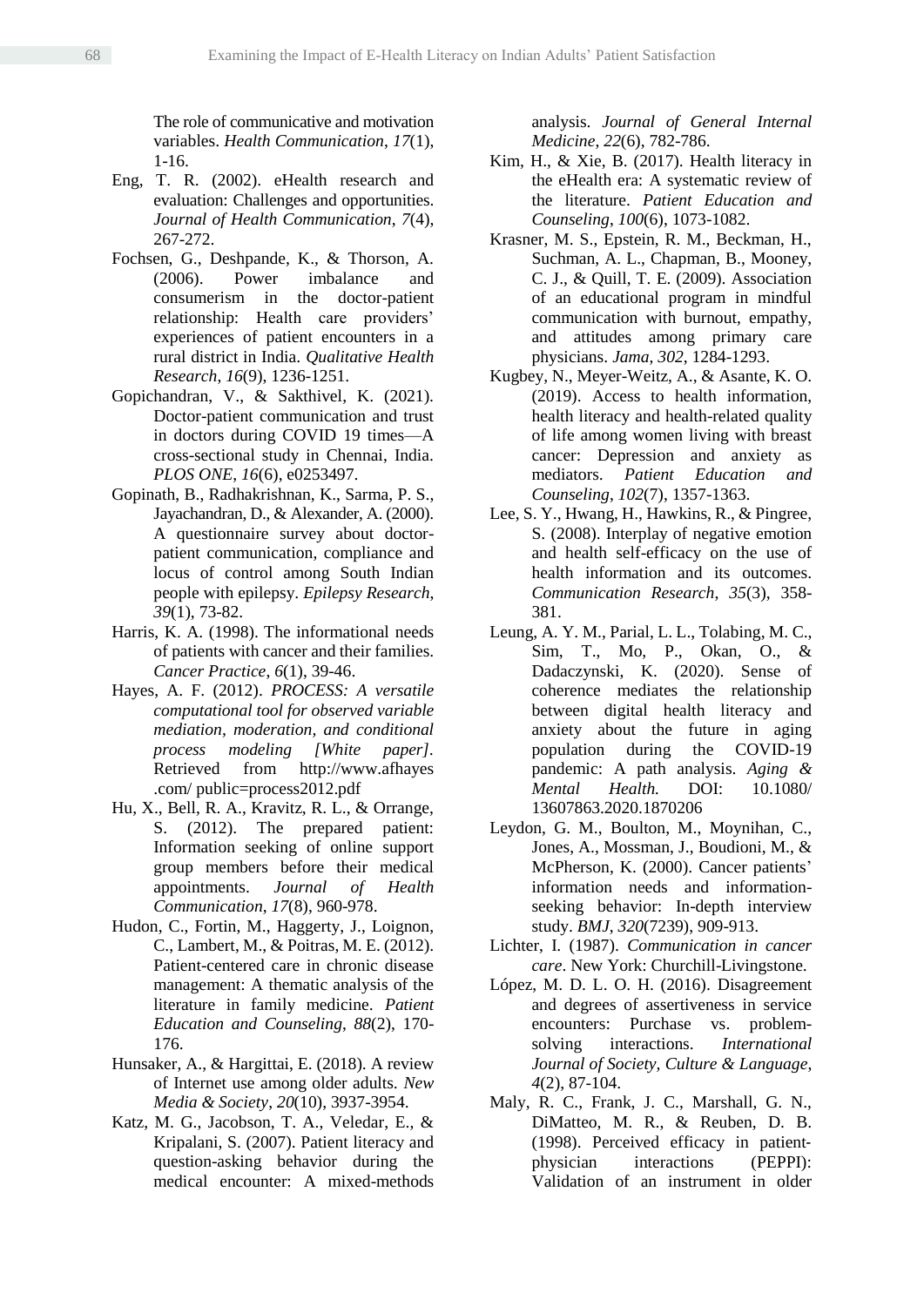The role of communicative and motivation variables. *Health Communication*, *17*(1), 1-16.

Eng, T. R. (2002). eHealth research and evaluation: Challenges and opportunities. *Journal of Health Communication*, *7*(4), 267-272.

Fochsen, G., Deshpande, K., & Thorson, A. (2006). Power imbalance and consumerism in the doctor-patient relationship: Health care providers' experiences of patient encounters in a rural district in India. *Qualitative Health Research*, *16*(9), 1236-1251.

Gopichandran, V., & Sakthivel, K. (2021). Doctor-patient communication and trust in doctors during COVID 19 times—A cross-sectional study in Chennai, India. *PLOS ONE*, *16*(6), e0253497.

Gopinath, B., Radhakrishnan, K., Sarma, P. S., Jayachandran, D., & Alexander, A. (2000). A questionnaire survey about doctor-patient communication, compliance and locus of control among South Indian people with epilepsy. *Epilepsy Research*, *39*(1), 73-82.

Harris, K. A. (1998). The informational needs of patients with cancer and their families. *Cancer Practice*, *6*(1), 39-46.

Hayes, A. F. (2012). *PROCESS: A versatile computational tool for observed variable mediation, moderation, and conditional process modeling [White paper]*. Retrieved from http://www.afhayes .com/ public=process2012.pdf

Hu, X., Bell, R. A., Kravitz, R. L., & Orrange, S. (2012). The prepared patient: Information seeking of online support group members before their medical appointments. *Journal of Health Communication*, *17*(8), 960-978.

Hudon, C., Fortin, M., Haggerty, J., Loignon, C., Lambert, M., & Poitras, M. E. (2012). Patient-centered care in chronic disease management: A thematic analysis of the literature in family medicine. *Patient Education and Counseling*, *88*(2), 170-176.

Hunsaker, A., & Hargittai, E. (2018). A review of Internet use among older adults. *New Media & Society*, *20*(10), 3937-3954.

Katz, M. G., Jacobson, T. A., Veledar, E., & Kripalani, S. (2007). Patient literacy and question-asking behavior during the medical encounter: A mixed-methods analysis. *Journal of General Internal Medicine*, *22*(6), 782-786.

Kim, H., & Xie, B. (2017). Health literacy in the eHealth era: A systematic review of the literature. *Patient Education and Counseling*, *100*(6), 1073-1082.

Krasner, M. S., Epstein, R. M., Beckman, H., Suchman, A. L., Chapman, B., Mooney, C. J., & Quill, T. E. (2009). Association of an educational program in mindful communication with burnout, empathy, and attitudes among primary care physicians. *Jama*, *302*, 1284-1293.

Kugbey, N., Meyer-Weitz, A., & Asante, K. O. (2019). Access to health information, health literacy and health-related quality of life among women living with breast cancer: Depression and anxiety as mediators. *Patient Education and Counseling*, *102*(7), 1357-1363.

Lee, S. Y., Hwang, H., Hawkins, R., & Pingree, S. (2008). Interplay of negative emotion and health self-efficacy on the use of health information and its outcomes. *Communication Research*, *35*(3), 358-381.

Leung, A. Y. M., Parial, L. L., Tolabing, M. C., Sim, T., Mo, P., Okan, O., & Dadaczynski, K. (2020). Sense of coherence mediates the relationship between digital health literacy and anxiety about the future in aging population during the COVID-19 pandemic: A path analysis. *Aging & Mental Health.* DOI: 10.1080/ 13607863.2020.1870206

Leydon, G. M., Boulton, M., Moynihan, C., Jones, A., Mossman, J., Boudioni, M., & McPherson, K. (2000). Cancer patients' information needs and information-seeking behavior: In-depth interview study. *BMJ*, *320*(7239), 909-913.

Lichter, I. (1987). *Communication in cancer care*. New York: Churchill-Livingstone.

López, M. D. L. O. H. (2016). Disagreement and degrees of assertiveness in service encounters: Purchase vs. problem-solving interactions. *International Journal of Society, Culture & Language*, *4*(2), 87-104.

Maly, R. C., Frank, J. C., Marshall, G. N., DiMatteo, M. R., & Reuben, D. B. (1998). Perceived efficacy in patient-physician interactions (PEPPI): Validation of an instrument in older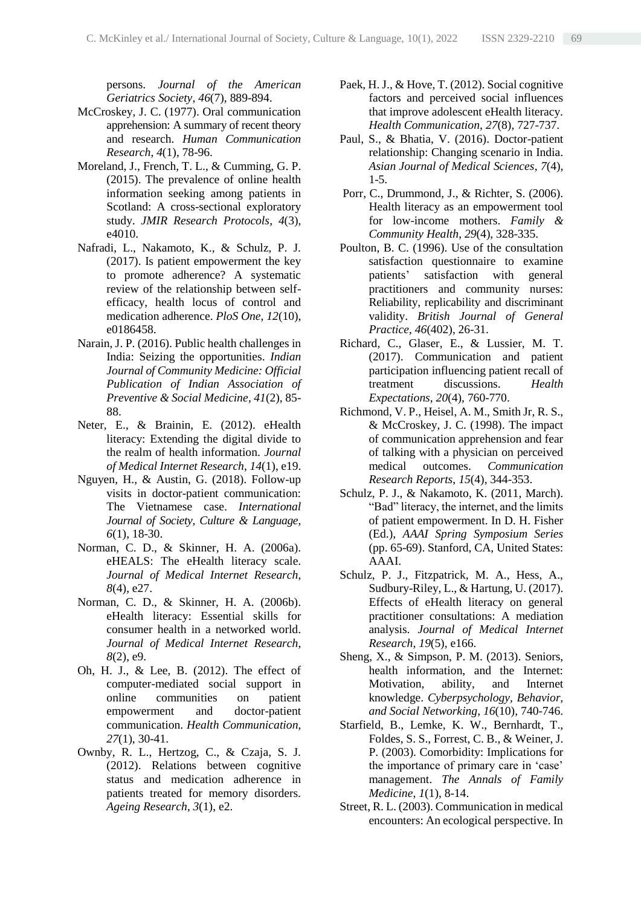persons. *Journal of the American Geriatrics Society*, *46*(7), 889-894.

McCroskey, J. C. (1977). Oral communication apprehension: A summary of recent theory and research. *Human Communication Research*, *4*(1), 78-96.

Moreland, J., French, T. L., & Cumming, G. P. (2015). The prevalence of online health information seeking among patients in Scotland: A cross-sectional exploratory study. *JMIR Research Protocols*, *4*(3), e4010.

Nafradi, L., Nakamoto, K., & Schulz, P. J. (2017). Is patient empowerment the key to promote adherence? A systematic review of the relationship between self-efficacy, health locus of control and medication adherence. *PloS One*, *12*(10), e0186458.

Narain, J. P. (2016). Public health challenges in India: Seizing the opportunities. *Indian Journal of Community Medicine: Official Publication of Indian Association of Preventive & Social Medicine*, *41*(2), 85-88.

Neter, E., & Brainin, E. (2012). eHealth literacy: Extending the digital divide to the realm of health information. *Journal of Medical Internet Research*, *14*(1), e19.

Nguyen, H., & Austin, G. (2018). Follow-up visits in doctor-patient communication: The Vietnamese case. *International Journal of Society, Culture & Language*, *6*(1), 18-30.

Norman, C. D., & Skinner, H. A. (2006a). eHEALS: The eHealth literacy scale. *Journal of Medical Internet Research*, *8*(4), e27.

Norman, C. D., & Skinner, H. A. (2006b). eHealth literacy: Essential skills for consumer health in a networked world. *Journal of Medical Internet Research*, *8*(2), e9.

Oh, H. J., & Lee, B. (2012). The effect of computer-mediated social support in online communities on patient empowerment and doctor-patient communication. *Health Communication*, *27*(1), 30-41.

Ownby, R. L., Hertzog, C., & Czaja, S. J. (2012). Relations between cognitive status and medication adherence in patients treated for memory disorders. *Ageing Research*, *3*(1), e2.

Paek, H. J., & Hove, T. (2012). Social cognitive factors and perceived social influences that improve adolescent eHealth literacy. *Health Communication*, *27*(8), 727-737.

Paul, S., & Bhatia, V. (2016). Doctor-patient relationship: Changing scenario in India. *Asian Journal of Medical Sciences*, *7*(4), 1-5.

Porr, C., Drummond, J., & Richter, S. (2006). Health literacy as an empowerment tool for low-income mothers. *Family & Community Health*, *29*(4), 328-335.

Poulton, B. C. (1996). Use of the consultation satisfaction questionnaire to examine patients' satisfaction with general practitioners and community nurses: Reliability, replicability and discriminant validity. *British Journal of General Practice*, *46*(402), 26-31.

Richard, C., Glaser, E., & Lussier, M. T. (2017). Communication and patient participation influencing patient recall of treatment discussions. *Health Expectations*, *20*(4), 760-770.

Richmond, V. P., Heisel, A. M., Smith Jr, R. S., & McCroskey, J. C. (1998). The impact of communication apprehension and fear of talking with a physician on perceived medical outcomes. *Communication Research Reports*, *15*(4), 344-353.

Schulz, P. J., & Nakamoto, K. (2011, March). "Bad" literacy, the internet, and the limits of patient empowerment. In D. H. Fisher (Ed.), *AAAI Spring Symposium Series* (pp. 65-69). Stanford, CA, United States: AAAI.

Schulz, P. J., Fitzpatrick, M. A., Hess, A., Sudbury-Riley, L., & Hartung, U. (2017). Effects of eHealth literacy on general practitioner consultations: A mediation analysis. *Journal of Medical Internet Research*, *19*(5), e166.

Sheng, X., & Simpson, P. M. (2013). Seniors, health information, and the Internet: Motivation, ability, and Internet knowledge. *Cyberpsychology, Behavior, and Social Networking*, *16*(10), 740-746.

Starfield, B., Lemke, K. W., Bernhardt, T., Foldes, S. S., Forrest, C. B., & Weiner, J. P. (2003). Comorbidity: Implications for the importance of primary care in 'case' management. *The Annals of Family Medicine*, *1*(1), 8-14.

Street, R. L. (2003). Communication in medical encounters: An ecological perspective. In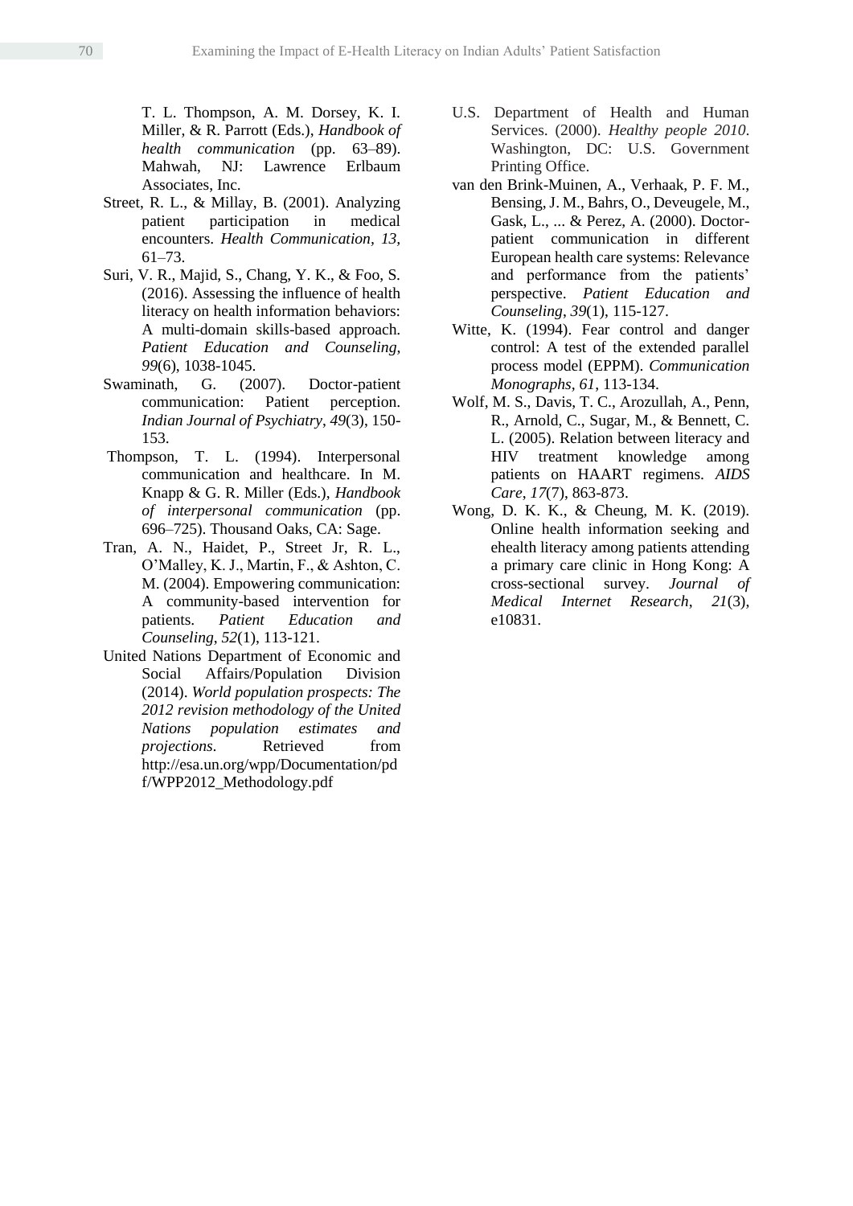T. L. Thompson, A. M. Dorsey, K. I. Miller, & R. Parrott (Eds.), *Handbook of health communication* (pp. 63–89). Mahwah, NJ: Lawrence Erlbaum Associates, Inc.

Street, R. L., & Millay, B. (2001). Analyzing patient participation in medical encounters. *Health Communication*, *13*, 61–73.

Suri, V. R., Majid, S., Chang, Y. K., & Foo, S. (2016). Assessing the influence of health literacy on health information behaviors: A multi-domain skills-based approach. *Patient Education and Counseling*, *99*(6), 1038-1045.

Swaminath, G. (2007). Doctor-patient communication: Patient perception. *Indian Journal of Psychiatry*, *49*(3), 150-153.

Thompson, T. L. (1994). Interpersonal communication and healthcare. In M. Knapp & G. R. Miller (Eds.), *Handbook of interpersonal communication* (pp. 696–725). Thousand Oaks, CA: Sage.

Tran, A. N., Haidet, P., Street Jr, R. L., O'Malley, K. J., Martin, F., & Ashton, C. M. (2004). Empowering communication: A community-based intervention for patients. *Patient Education and Counseling*, *52*(1), 113-121.

United Nations Department of Economic and Social Affairs/Population Division (2014). *World population prospects: The 2012 revision methodology of the United Nations population estimates and projections*. Retrieved from http://esa.un.org/wpp/Documentation/pdf/WPP2012_Methodology.pdf

U.S. Department of Health and Human Services. (2000). *Healthy people 2010*. Washington, DC: U.S. Government Printing Office.

van den Brink-Muinen, A., Verhaak, P. F. M., Bensing, J. M., Bahrs, O., Deveugele, M., Gask, L., ... & Perez, A. (2000). Doctor-patient communication in different European health care systems: Relevance and performance from the patients' perspective. *Patient Education and Counseling*, *39*(1), 115-127.

Witte, K. (1994). Fear control and danger control: A test of the extended parallel process model (EPPM). *Communication Monographs*, *61*, 113-134.

Wolf, M. S., Davis, T. C., Arozullah, A., Penn, R., Arnold, C., Sugar, M., & Bennett, C. L. (2005). Relation between literacy and HIV treatment knowledge among patients on HAART regimens. *AIDS Care*, *17*(7), 863-873.

Wong, D. K. K., & Cheung, M. K. (2019). Online health information seeking and ehealth literacy among patients attending a primary care clinic in Hong Kong: A cross-sectional survey. *Journal of Medical Internet Research*, *21*(3), e10831.